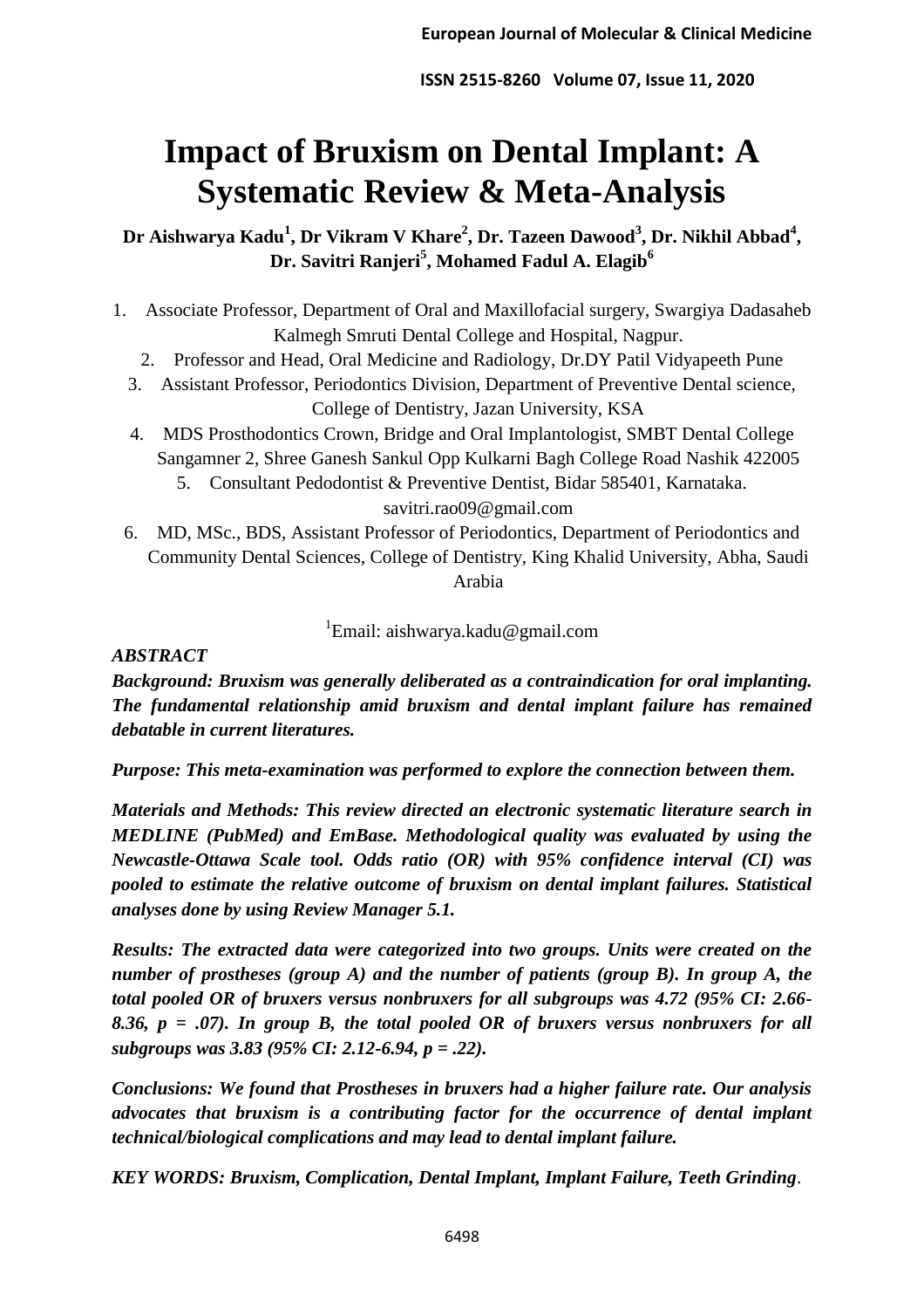# Impact of Bruxism on Dental Implant: A Systematic Review & Meta-Analysis

**Dr Aishwarya Kadu[1], Dr Vikram V Khare[2], Dr. Tazeen Dawood[3], Dr. Nikhil Abbad[4], Dr. Savitri Ranjeri[5], Mohamed Fadul A. Elagib[6]**

1. Associate Professor, Department of Oral and Maxillofacial surgery, Swargiya Dadasaheb Kalmegh Smruti Dental College and Hospital, Nagpur.
2. Professor and Head, Oral Medicine and Radiology, Dr.DY Patil Vidyapeeth Pune
3. Assistant Professor, Periodontics Division, Department of Preventive Dental science, College of Dentistry, Jazan University, KSA
4. MDS Prosthodontics Crown, Bridge and Oral Implantologist, SMBT Dental College Sangamner 2, Shree Ganesh Sankul Opp Kulkarni Bagh College Road Nashik 422005
5. Consultant Pedodontist & Preventive Dentist, Bidar 585401, Karnataka. savitri.rao09@gmail.com
6. MD, MSc., BDS, Assistant Professor of Periodontics, Department of Periodontics and Community Dental Sciences, College of Dentistry, King Khalid University, Abha, Saudi Arabia

[1]Email: aishwarya.kadu@gmail.com

***ABSTRACT***

***Background: Bruxism was generally deliberated as a contraindication for oral implanting. The fundamental relationship amid bruxism and dental implant failure has remained debatable in current literatures.***

***Purpose: This meta-examination was performed to explore the connection between them.***

***Materials and Methods: This review directed an electronic systematic literature search in MEDLINE (PubMed) and EmBase. Methodological quality was evaluated by using the Newcastle-Ottawa Scale tool. Odds ratio (OR) with 95% confidence interval (CI) was pooled to estimate the relative outcome of bruxism on dental implant failures. Statistical analyses done by using Review Manager 5.1.***

***Results: The extracted data were categorized into two groups. Units were created on the number of prostheses (group A) and the number of patients (group B). In group A, the total pooled OR of bruxers versus nonbruxers for all subgroups was 4.72 (95% CI: 2.66-8.36, p = .07). In group B, the total pooled OR of bruxers versus nonbruxers for all subgroups was 3.83 (95% CI: 2.12-6.94, p = .22).***

***Conclusions: We found that Prostheses in bruxers had a higher failure rate. Our analysis advocates that bruxism is a contributing factor for the occurrence of dental implant technical/biological complications and may lead to dental implant failure.***

***KEY WORDS: Bruxism, Complication, Dental Implant, Implant Failure, Teeth Grinding***.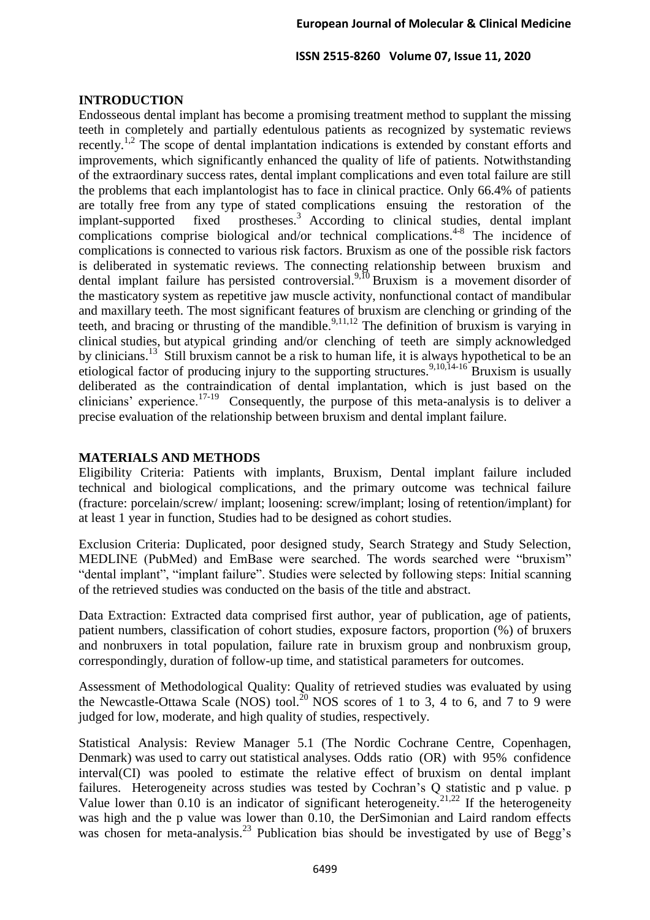## INTRODUCTION

Endosseous dental implant has become a promising treatment method to supplant the missing teeth in completely and partially edentulous patients as recognized by systematic reviews recently.[1,2] The scope of dental implantation indications is extended by constant efforts and improvements, which significantly enhanced the quality of life of patients. Notwithstanding of the extraordinary success rates, dental implant complications and even total failure are still the problems that each implantologist has to face in clinical practice. Only 66.4% of patients are totally free from any type of stated complications ensuing the restoration of the implant-supported fixed prostheses.[3] According to clinical studies, dental implant complications comprise biological and/or technical complications.[4-8] The incidence of complications is connected to various risk factors. Bruxism as one of the possible risk factors is deliberated in systematic reviews. The connecting relationship between bruxism and dental implant failure has persisted controversial.[9,10] Bruxism is a movement disorder of the masticatory system as repetitive jaw muscle activity, nonfunctional contact of mandibular and maxillary teeth. The most significant features of bruxism are clenching or grinding of the teeth, and bracing or thrusting of the mandible.[9,11,12] The definition of bruxism is varying in clinical studies, but atypical grinding and/or clenching of teeth are simply acknowledged by clinicians.[13] Still bruxism cannot be a risk to human life, it is always hypothetical to be an etiological factor of producing injury to the supporting structures.[9,10,14-16] Bruxism is usually deliberated as the contraindication of dental implantation, which is just based on the clinicians' experience.[17-19] Consequently, the purpose of this meta-analysis is to deliver a precise evaluation of the relationship between bruxism and dental implant failure.

## MATERIALS AND METHODS

Eligibility Criteria: Patients with implants, Bruxism, Dental implant failure included technical and biological complications, and the primary outcome was technical failure (fracture: porcelain/screw/ implant; loosening: screw/implant; losing of retention/implant) for at least 1 year in function, Studies had to be designed as cohort studies.

Exclusion Criteria: Duplicated, poor designed study, Search Strategy and Study Selection, MEDLINE (PubMed) and EmBase were searched. The words searched were "bruxism" "dental implant", "implant failure". Studies were selected by following steps: Initial scanning of the retrieved studies was conducted on the basis of the title and abstract.

Data Extraction: Extracted data comprised first author, year of publication, age of patients, patient numbers, classification of cohort studies, exposure factors, proportion (%) of bruxers and nonbruxers in total population, failure rate in bruxism group and nonbruxism group, correspondingly, duration of follow-up time, and statistical parameters for outcomes.

Assessment of Methodological Quality: Quality of retrieved studies was evaluated by using the Newcastle-Ottawa Scale (NOS) tool.[20] NOS scores of 1 to 3, 4 to 6, and 7 to 9 were judged for low, moderate, and high quality of studies, respectively.

Statistical Analysis: Review Manager 5.1 (The Nordic Cochrane Centre, Copenhagen, Denmark) was used to carry out statistical analyses. Odds ratio (OR) with 95% confidence interval(CI) was pooled to estimate the relative effect of bruxism on dental implant failures. Heterogeneity across studies was tested by Cochran's Q statistic and p value. p Value lower than 0.10 is an indicator of significant heterogeneity.[21,22] If the heterogeneity was high and the p value was lower than 0.10, the DerSimonian and Laird random effects was chosen for meta-analysis.[23] Publication bias should be investigated by use of Begg's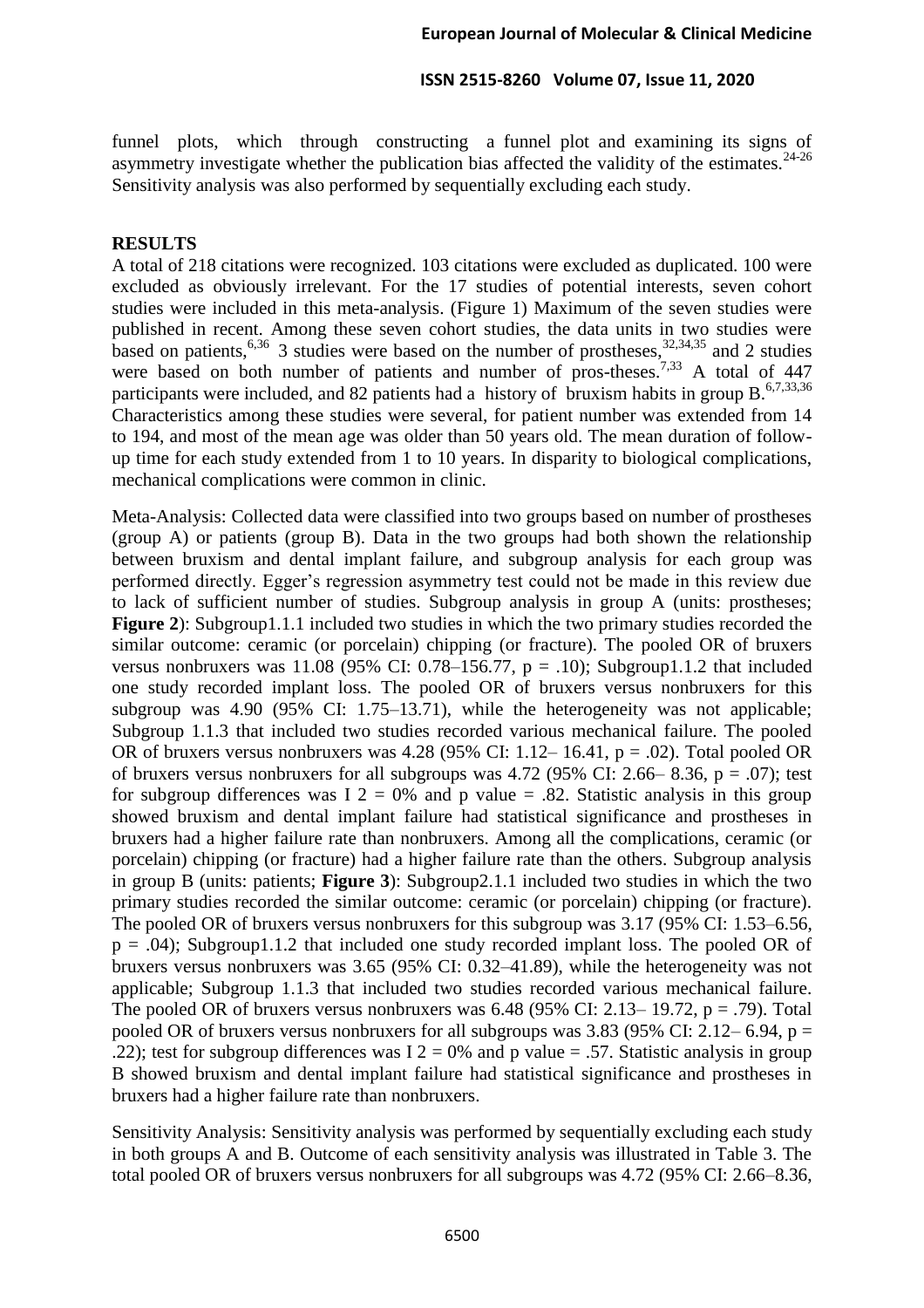funnel plots, which through constructing a funnel plot and examining its signs of asymmetry investigate whether the publication bias affected the validity of the estimates.[24-26] Sensitivity analysis was also performed by sequentially excluding each study.

## RESULTS

A total of 218 citations were recognized. 103 citations were excluded as duplicated. 100 were excluded as obviously irrelevant. For the 17 studies of potential interests, seven cohort studies were included in this meta-analysis. (Figure 1) Maximum of the seven studies were published in recent. Among these seven cohort studies, the data units in two studies were based on patients,[6,36] 3 studies were based on the number of prostheses,[32,34,35] and 2 studies were based on both number of patients and number of pros-theses.[7,33] A total of 447 participants were included, and 82 patients had a history of bruxism habits in group B.[6,7,33,36] Characteristics among these studies were several, for patient number was extended from 14 to 194, and most of the mean age was older than 50 years old. The mean duration of follow-up time for each study extended from 1 to 10 years. In disparity to biological complications, mechanical complications were common in clinic.

Meta-Analysis: Collected data were classified into two groups based on number of prostheses (group A) or patients (group B). Data in the two groups had both shown the relationship between bruxism and dental implant failure, and subgroup analysis for each group was performed directly. Egger's regression asymmetry test could not be made in this review due to lack of sufficient number of studies. Subgroup analysis in group A (units: prostheses; **Figure 2**): Subgroup1.1.1 included two studies in which the two primary studies recorded the similar outcome: ceramic (or porcelain) chipping (or fracture). The pooled OR of bruxers versus nonbruxers was 11.08 (95% CI: 0.78–156.77, $p = .10$); Subgroup1.1.2 that included one study recorded implant loss. The pooled OR of bruxers versus nonbruxers for this subgroup was 4.90 (95% CI: 1.75–13.71), while the heterogeneity was not applicable; Subgroup 1.1.3 that included two studies recorded various mechanical failure. The pooled OR of bruxers versus nonbruxers was 4.28 (95% CI: 1.12– 16.41, $p = .02$). Total pooled OR of bruxers versus nonbruxers for all subgroups was 4.72 (95% CI: 2.66– 8.36, $p = .07$); test for subgroup differences was $I^2 = 0\%$ and p value = .82. Statistic analysis in this group showed bruxism and dental implant failure had statistical significance and prostheses in bruxers had a higher failure rate than nonbruxers. Among all the complications, ceramic (or porcelain) chipping (or fracture) had a higher failure rate than the others. Subgroup analysis in group B (units: patients; **Figure 3**): Subgroup2.1.1 included two studies in which the two primary studies recorded the similar outcome: ceramic (or porcelain) chipping (or fracture). The pooled OR of bruxers versus nonbruxers for this subgroup was 3.17 (95% CI: 1.53–6.56, $p = .04$); Subgroup1.1.2 that included one study recorded implant loss. The pooled OR of bruxers versus nonbruxers was 3.65 (95% CI: 0.32–41.89), while the heterogeneity was not applicable; Subgroup 1.1.3 that included two studies recorded various mechanical failure. The pooled OR of bruxers versus nonbruxers was 6.48 (95% CI: 2.13– 19.72, $p = .79$). Total pooled OR of bruxers versus nonbruxers for all subgroups was 3.83 (95% CI: 2.12– 6.94, $p = .22$); test for subgroup differences was $I^2 = 0\%$ and p value = .57. Statistic analysis in group B showed bruxism and dental implant failure had statistical significance and prostheses in bruxers had a higher failure rate than nonbruxers.

Sensitivity Analysis: Sensitivity analysis was performed by sequentially excluding each study in both groups A and B. Outcome of each sensitivity analysis was illustrated in Table 3. The total pooled OR of bruxers versus nonbruxers for all subgroups was 4.72 (95% CI: 2.66–8.36,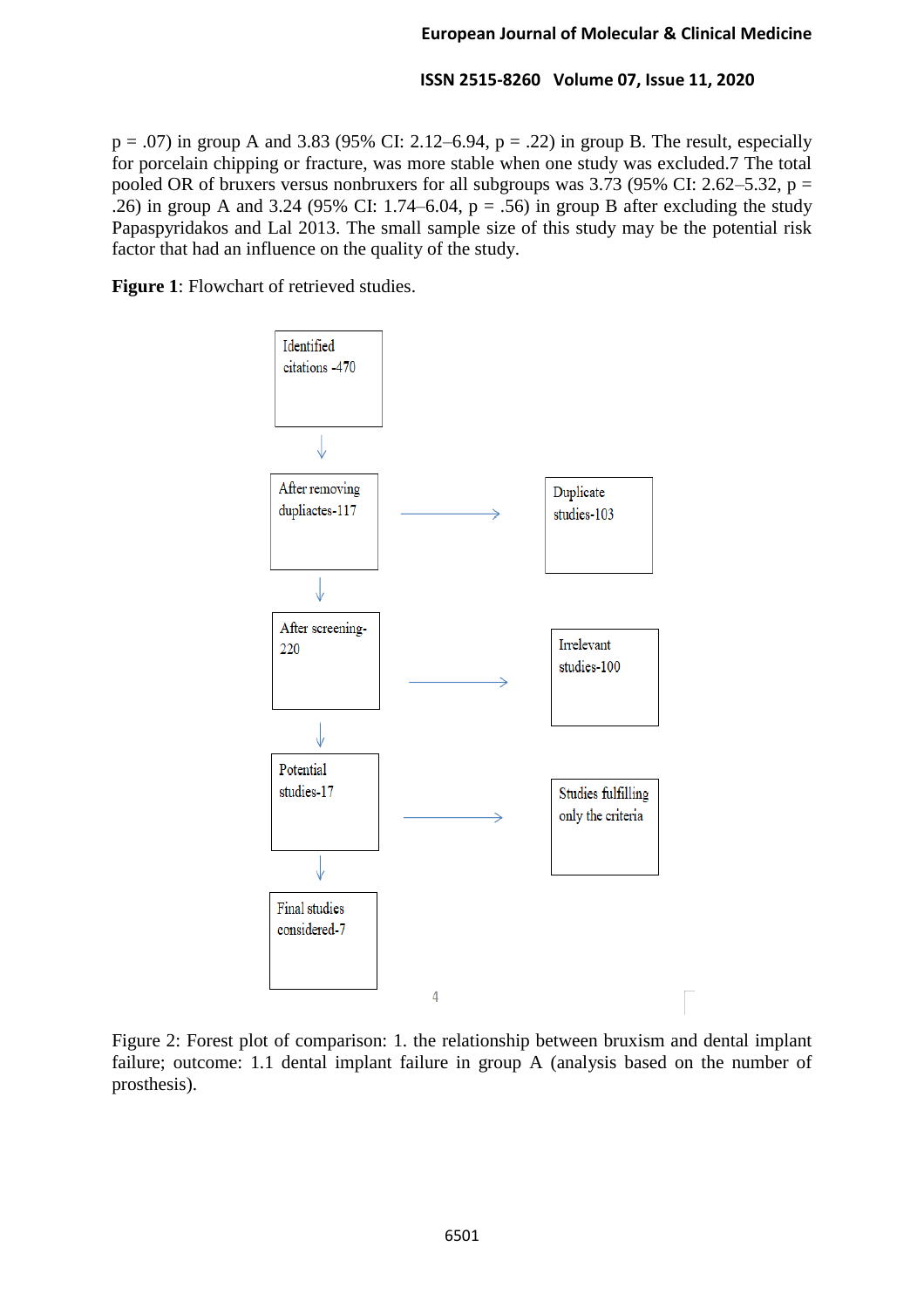p = .07) in group A and 3.83 (95% CI: 2.12–6.94, p = .22) in group B. The result, especially for porcelain chipping or fracture, was more stable when one study was excluded.7 The total pooled OR of bruxers versus nonbruxers for all subgroups was 3.73 (95% CI: 2.62–5.32, p = .26) in group A and 3.24 (95% CI: 1.74–6.04, p = .56) in group B after excluding the study Papaspyridakos and Lal 2013. The small sample size of this study may be the potential risk factor that had an influence on the quality of the study.

**Figure 1**: Flowchart of retrieved studies.

Identified citations -470

After removing dupliactes-117 → Duplicate studies-103

After screening-220 → Irrelevant studies-100

Potential studies-17 → Studies fulfilling only the criteria

Final studies considered-7

Figure 2: Forest plot of comparison: 1. the relationship between bruxism and dental implant failure; outcome: 1.1 dental implant failure in group A (analysis based on the number of prosthesis).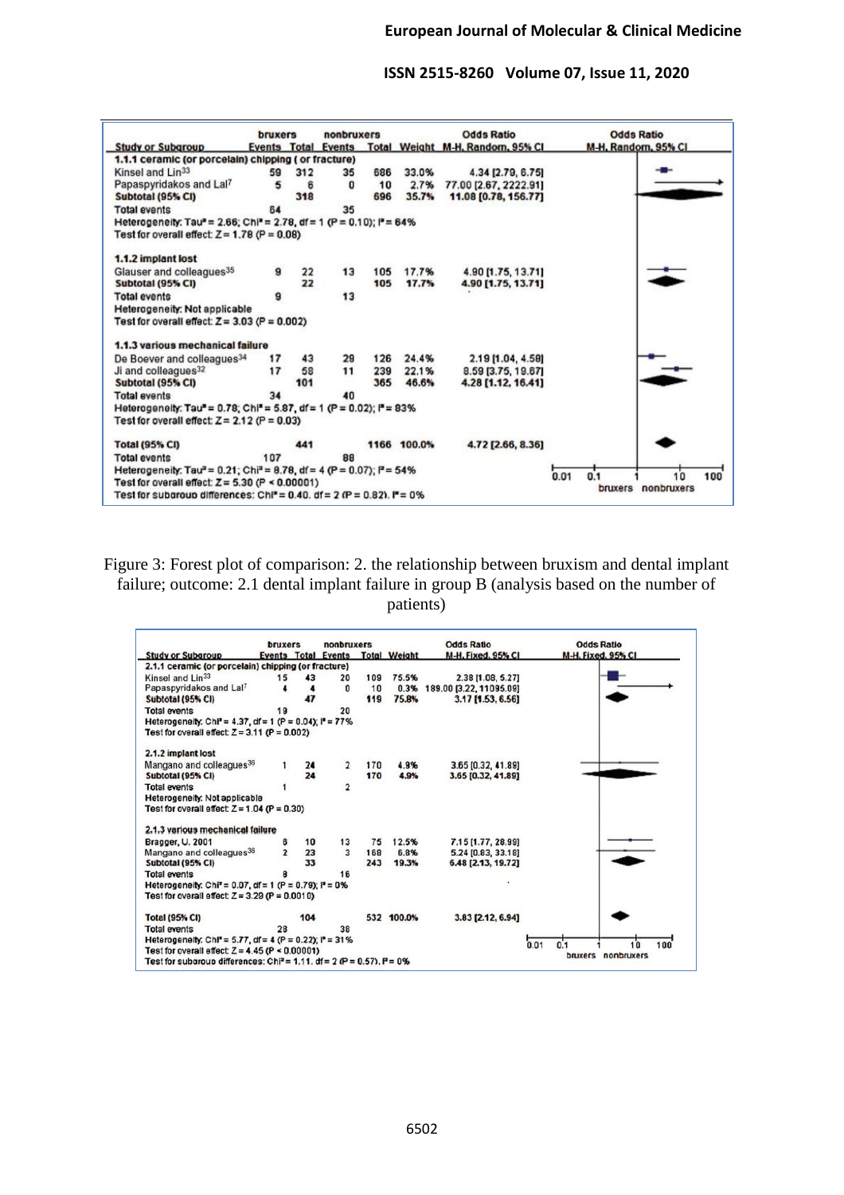| Study or Subgroup | bruxers Events | bruxers Total | nonbruxers Events | nonbruxers Total | Weight | Odds Ratio M-H, Random, 95% CI |
|---|---|---|---|---|---|---|
| **1.1.1 ceramic (or porcelain) chipping ( or fracture)** | | | | | | |
| Kinsel and Lin[33] | 59 | 312 | 35 | 686 | 33.0% | 4.34 [2.79, 6.75] |
| Papaspyridakos and Lal[7] | 5 | 6 | 0 | 10 | 2.7% | 77.00 [2.67, 2222.91] |
| **Subtotal (95% CI)** | | 318 | | 696 | 35.7% | 11.08 [0.78, 156.77] |
| Total events | 64 | | 35 | | | |
| Heterogeneity: Tau² = 2.66; Chi² = 2.78, df = 1 (P = 0.10); I² = 64% | | | | | | |
| Test for overall effect: Z = 1.78 (P = 0.08) | | | | | | |
| **1.1.2 implant lost** | | | | | | |
| Glauser and colleagues[35] | 9 | 22 | 13 | 105 | 17.7% | 4.90 [1.75, 13.71] |
| **Subtotal (95% CI)** | | 22 | | 105 | 17.7% | 4.90 [1.75, 13.71] |
| Total events | 9 | | 13 | | | |
| Heterogeneity: Not applicable | | | | | | |
| Test for overall effect: Z = 3.03 (P = 0.002) | | | | | | |
| **1.1.3 various mechanical failure** | | | | | | |
| De Boever and colleagues[34] | 17 | 43 | 29 | 126 | 24.4% | 2.19 [1.04, 4.58] |
| Ji and colleagues[32] | 17 | 58 | 11 | 239 | 22.1% | 8.59 [3.75, 19.67] |
| **Subtotal (95% CI)** | | 101 | | 365 | 46.6% | 4.28 [1.12, 16.41] |
| Total events | 34 | | 40 | | | |
| Heterogeneity: Tau² = 0.78; Chi² = 5.87, df = 1 (P = 0.02); I² = 83% | | | | | | |
| Test for overall effect: Z = 2.12 (P = 0.03) | | | | | | |
| **Total (95% CI)** | | 441 | | 1166 | 100.0% | 4.72 [2.66, 8.36] |
| Total events | 107 | | 88 | | | |
| Heterogeneity: Tau² = 0.21; Chi² = 8.78, df = 4 (P = 0.07); I² = 54% | | | | | | |
| Test for overall effect: Z = 5.30 (P < 0.00001) | | | | | | |
| Test for subgroup differences: Chi² = 0.40, df = 2 (P = 0.82), I² = 0% | | | | | | |

Odds Ratio M-H, Random, 95% CI — 0.01 0.1 1 10 100 — bruxers nonbruxers

Figure 3: Forest plot of comparison: 2. the relationship between bruxism and dental implant failure; outcome: 2.1 dental implant failure in group B (analysis based on the number of patients)

| Study or Subgroup | bruxers Events | bruxers Total | nonbruxers Events | nonbruxers Total | Weight | Odds Ratio M-H, Fixed, 95% CI |
|---|---|---|---|---|---|---|
| **2.1.1 ceramic (or porcelain) chipping (or fracture)** | | | | | | |
| Kinsel and Lin[33] | 15 | 43 | 20 | 109 | 75.5% | 2.38 [1.08, 5.27] |
| Papaspyridakos and Lal[7] | 4 | 4 | 0 | 10 | 0.3% | 189.00 [3.22, 11095.09] |
| **Subtotal (95% CI)** | | 47 | | 119 | 75.8% | 3.17 [1.53, 6.56] |
| Total events | 19 | | 20 | | | |
| Heterogeneity: Chi² = 4.37, df = 1 (P = 0.04); I² = 77% | | | | | | |
| Test for overall effect: Z = 3.11 (P = 0.002) | | | | | | |
| **2.1.2 implant lost** | | | | | | |
| Mangano and colleagues[36] | 1 | 24 | 2 | 170 | 4.9% | 3.65 [0.32, 41.89] |
| **Subtotal (95% CI)** | | 24 | | 170 | 4.9% | 3.65 [0.32, 41.89] |
| Total events | 1 | | 2 | | | |
| Heterogeneity: Not applicable | | | | | | |
| Test for overall effect: Z = 1.04 (P = 0.30) | | | | | | |
| **2.1.3 various mechanical failure** | | | | | | |
| Bragger, U. 2001 | 6 | 10 | 13 | 75 | 12.5% | 7.15 [1.77, 28.99] |
| Mangano and colleagues[36] | 2 | 23 | 3 | 168 | 6.8% | 5.24 [0.83, 33.18] |
| **Subtotal (95% CI)** | | 33 | | 243 | 19.3% | 6.48 [2.13, 19.72] |
| Total events | 8 | | 16 | | | |
| Heterogeneity: Chi² = 0.07, df = 1 (P = 0.79); I² = 0% | | | | | | |
| Test for overall effect: Z = 3.29 (P = 0.0010) | | | | | | |
| **Total (95% CI)** | | 104 | | 532 | 100.0% | 3.83 [2.12, 6.94] |
| Total events | 28 | | 38 | | | |
| Heterogeneity: Chi² = 5.77, df = 4 (P = 0.22); I² = 31% | | | | | | |
| Test for overall effect: Z = 4.45 (P < 0.00001) | | | | | | |
| Test for subgroup differences: Chi² = 1.11, df = 2 (P = 0.57), I² = 0% | | | | | | |

Odds Ratio M-H, Fixed, 95% CI — 0.01 0.1 1 10 100 — bruxers nonbruxers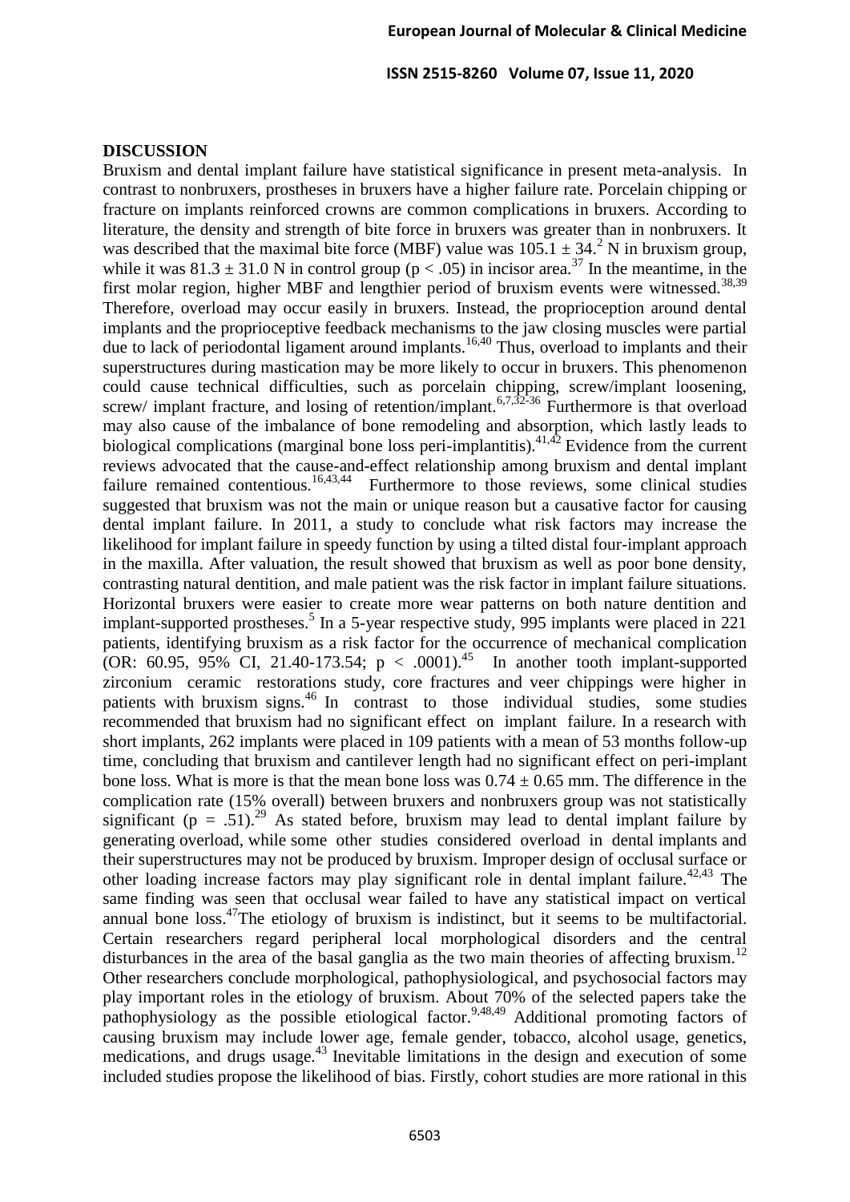## DISCUSSION

Bruxism and dental implant failure have statistical significance in present meta-analysis. In contrast to nonbruxers, prostheses in bruxers have a higher failure rate. Porcelain chipping or fracture on implants reinforced crowns are common complications in bruxers. According to literature, the density and strength of bite force in bruxers was greater than in nonbruxers. It was described that the maximal bite force (MBF) value was $105.1 \pm 34.^2$ N in bruxism group, while it was $81.3 \pm 31.0$ N in control group ($p < .05$) in incisor area.[37] In the meantime, in the first molar region, higher MBF and lengthier period of bruxism events were witnessed.[38,39] Therefore, overload may occur easily in bruxers. Instead, the proprioception around dental implants and the proprioceptive feedback mechanisms to the jaw closing muscles were partial due to lack of periodontal ligament around implants.[16,40] Thus, overload to implants and their superstructures during mastication may be more likely to occur in bruxers. This phenomenon could cause technical difficulties, such as porcelain chipping, screw/implant loosening, screw/ implant fracture, and losing of retention/implant.[6,7,32-36] Furthermore is that overload may also cause of the imbalance of bone remodeling and absorption, which lastly leads to biological complications (marginal bone loss peri-implantitis).[41,42] Evidence from the current reviews advocated that the cause-and-effect relationship among bruxism and dental implant failure remained contentious.[16,43,44] Furthermore to those reviews, some clinical studies suggested that bruxism was not the main or unique reason but a causative factor for causing dental implant failure. In 2011, a study to conclude what risk factors may increase the likelihood for implant failure in speedy function by using a tilted distal four-implant approach in the maxilla. After valuation, the result showed that bruxism as well as poor bone density, contrasting natural dentition, and male patient was the risk factor in implant failure situations. Horizontal bruxers were easier to create more wear patterns on both nature dentition and implant-supported prostheses.[5] In a 5-year respective study, 995 implants were placed in 221 patients, identifying bruxism as a risk factor for the occurrence of mechanical complication (OR: 60.95, 95% CI, 21.40-173.54; $p < .0001$).[45] In another tooth implant-supported zirconium ceramic restorations study, core fractures and veer chippings were higher in patients with bruxism signs.[46] In contrast to those individual studies, some studies recommended that bruxism had no significant effect on implant failure. In a research with short implants, 262 implants were placed in 109 patients with a mean of 53 months follow-up time, concluding that bruxism and cantilever length had no significant effect on peri-implant bone loss. What is more is that the mean bone loss was $0.74 \pm 0.65$ mm. The difference in the complication rate (15% overall) between bruxers and nonbruxers group was not statistically significant ($p = .51$).[29] As stated before, bruxism may lead to dental implant failure by generating overload, while some other studies considered overload in dental implants and their superstructures may not be produced by bruxism. Improper design of occlusal surface or other loading increase factors may play significant role in dental implant failure.[42,43] The same finding was seen that occlusal wear failed to have any statistical impact on vertical annual bone loss.[47]The etiology of bruxism is indistinct, but it seems to be multifactorial. Certain researchers regard peripheral local morphological disorders and the central disturbances in the area of the basal ganglia as the two main theories of affecting bruxism.[12] Other researchers conclude morphological, pathophysiological, and psychosocial factors may play important roles in the etiology of bruxism. About 70% of the selected papers take the pathophysiology as the possible etiological factor.[9,48,49] Additional promoting factors of causing bruxism may include lower age, female gender, tobacco, alcohol usage, genetics, medications, and drugs usage.[43] Inevitable limitations in the design and execution of some included studies propose the likelihood of bias. Firstly, cohort studies are more rational in this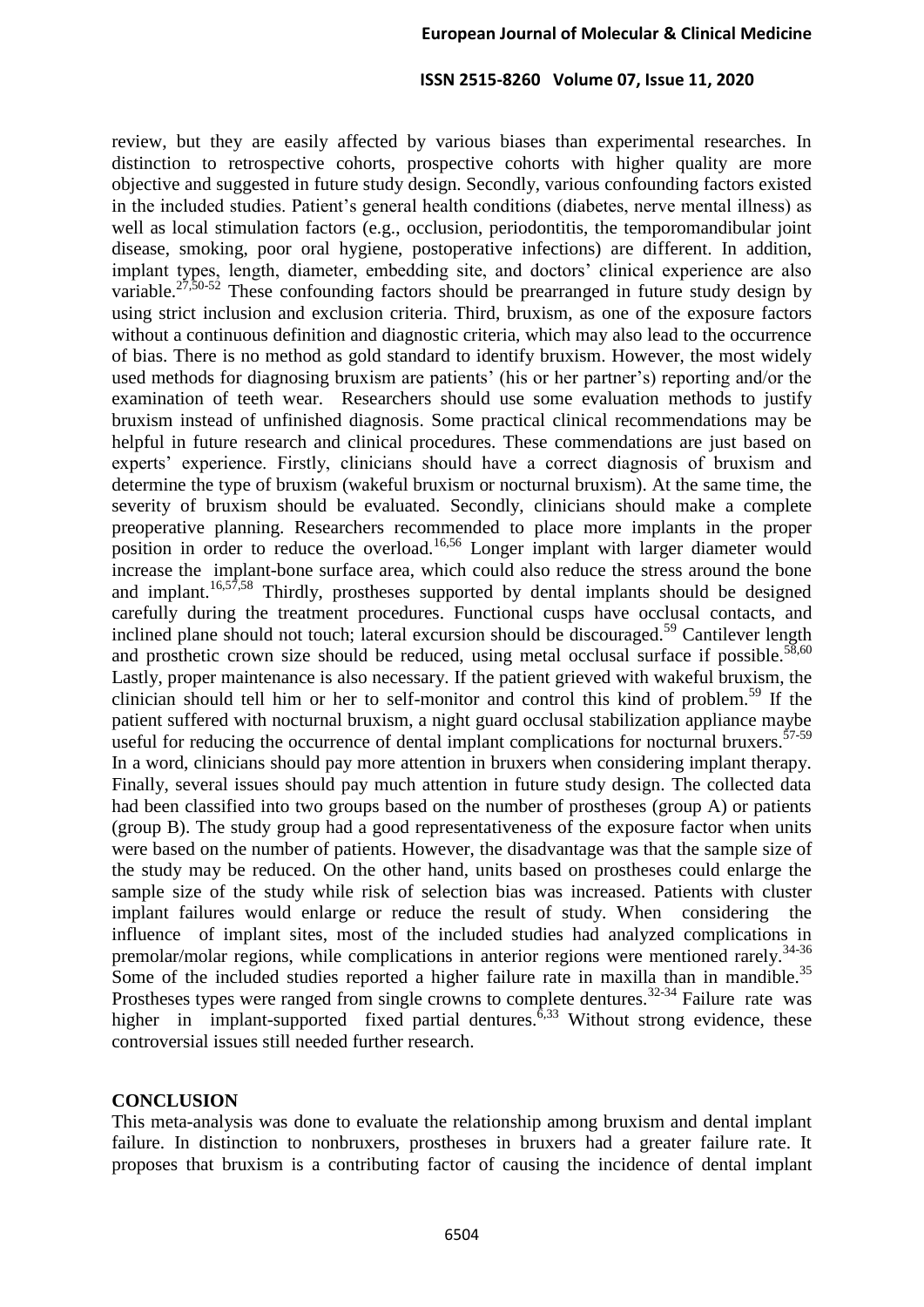review, but they are easily affected by various biases than experimental researches. In distinction to retrospective cohorts, prospective cohorts with higher quality are more objective and suggested in future study design. Secondly, various confounding factors existed in the included studies. Patient's general health conditions (diabetes, nerve mental illness) as well as local stimulation factors (e.g., occlusion, periodontitis, the temporomandibular joint disease, smoking, poor oral hygiene, postoperative infections) are different. In addition, implant types, length, diameter, embedding site, and doctors' clinical experience are also variable.[27,50-52] These confounding factors should be prearranged in future study design by using strict inclusion and exclusion criteria. Third, bruxism, as one of the exposure factors without a continuous definition and diagnostic criteria, which may also lead to the occurrence of bias. There is no method as gold standard to identify bruxism. However, the most widely used methods for diagnosing bruxism are patients' (his or her partner's) reporting and/or the examination of teeth wear. Researchers should use some evaluation methods to justify bruxism instead of unfinished diagnosis. Some practical clinical recommendations may be helpful in future research and clinical procedures. These commendations are just based on experts' experience. Firstly, clinicians should have a correct diagnosis of bruxism and determine the type of bruxism (wakeful bruxism or nocturnal bruxism). At the same time, the severity of bruxism should be evaluated. Secondly, clinicians should make a complete preoperative planning. Researchers recommended to place more implants in the proper position in order to reduce the overload.[16,56] Longer implant with larger diameter would increase the implant-bone surface area, which could also reduce the stress around the bone and implant.[16,57,58] Thirdly, prostheses supported by dental implants should be designed carefully during the treatment procedures. Functional cusps have occlusal contacts, and inclined plane should not touch; lateral excursion should be discouraged.[59] Cantilever length and prosthetic crown size should be reduced, using metal occlusal surface if possible.[58,60] Lastly, proper maintenance is also necessary. If the patient grieved with wakeful bruxism, the clinician should tell him or her to self-monitor and control this kind of problem.[59] If the patient suffered with nocturnal bruxism, a night guard occlusal stabilization appliance maybe useful for reducing the occurrence of dental implant complications for nocturnal bruxers.[57-59] In a word, clinicians should pay more attention in bruxers when considering implant therapy. Finally, several issues should pay much attention in future study design. The collected data had been classified into two groups based on the number of prostheses (group A) or patients (group B). The study group had a good representativeness of the exposure factor when units were based on the number of patients. However, the disadvantage was that the sample size of the study may be reduced. On the other hand, units based on prostheses could enlarge the sample size of the study while risk of selection bias was increased. Patients with cluster implant failures would enlarge or reduce the result of study. When considering the influence of implant sites, most of the included studies had analyzed complications in premolar/molar regions, while complications in anterior regions were mentioned rarely.[34-36] Some of the included studies reported a higher failure rate in maxilla than in mandible.[35] Prostheses types were ranged from single crowns to complete dentures.[32-34] Failure rate was higher in implant-supported fixed partial dentures.[6,33] Without strong evidence, these controversial issues still needed further research.

## CONCLUSION

This meta-analysis was done to evaluate the relationship among bruxism and dental implant failure. In distinction to nonbruxers, prostheses in bruxers had a greater failure rate. It proposes that bruxism is a contributing factor of causing the incidence of dental implant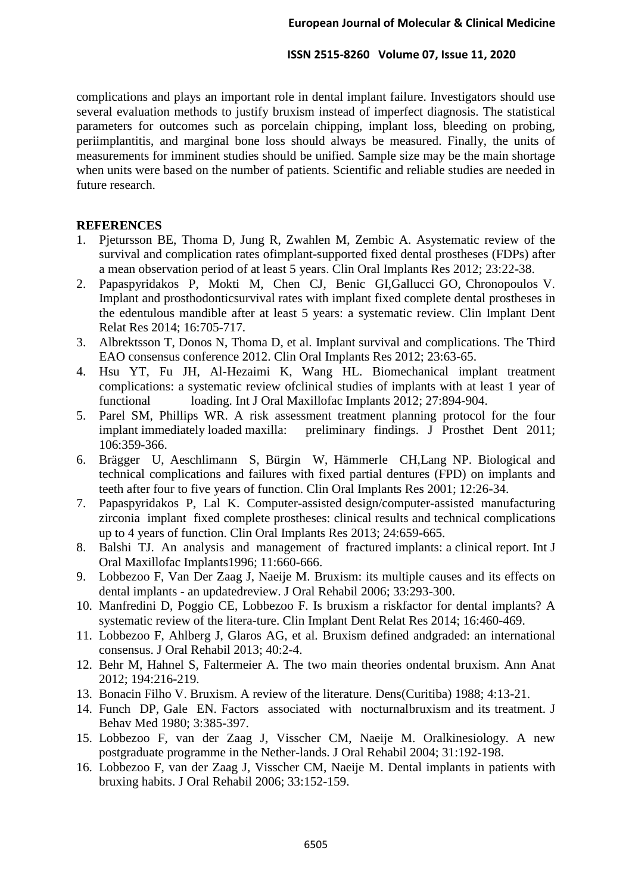complications and plays an important role in dental implant failure. Investigators should use several evaluation methods to justify bruxism instead of imperfect diagnosis. The statistical parameters for outcomes such as porcelain chipping, implant loss, bleeding on probing, periimplantitis, and marginal bone loss should always be measured. Finally, the units of measurements for imminent studies should be unified. Sample size may be the main shortage when units were based on the number of patients. Scientific and reliable studies are needed in future research.

## REFERENCES

1. Pjetursson BE, Thoma D, Jung R, Zwahlen M, Zembic A. Asystematic review of the survival and complication rates ofimplant-supported fixed dental prostheses (FDPs) after a mean observation period of at least 5 years. Clin Oral Implants Res 2012; 23:22-38.
2. Papaspyridakos P, Mokti M, Chen CJ, Benic GI,Gallucci GO, Chronopoulos V. Implant and prosthodonticsurvival rates with implant fixed complete dental prostheses in the edentulous mandible after at least 5 years: a systematic review. Clin Implant Dent Relat Res 2014; 16:705-717.
3. Albrektsson T, Donos N, Thoma D, et al. Implant survival and complications. The Third EAO consensus conference 2012. Clin Oral Implants Res 2012; 23:63-65.
4. Hsu YT, Fu JH, Al-Hezaimi K, Wang HL. Biomechanical implant treatment complications: a systematic review ofclinical studies of implants with at least 1 year of functional loading. Int J Oral Maxillofac Implants 2012; 27:894-904.
5. Parel SM, Phillips WR. A risk assessment treatment planning protocol for the four implant immediately loaded maxilla: preliminary findings. J Prosthet Dent 2011; 106:359-366.
6. Brägger U, Aeschlimann S, Bürgin W, Hämmerle CH,Lang NP. Biological and technical complications and failures with fixed partial dentures (FPD) on implants and teeth after four to five years of function. Clin Oral Implants Res 2001; 12:26-34.
7. Papaspyridakos P, Lal K. Computer-assisted design/computer-assisted manufacturing zirconia implant fixed complete prostheses: clinical results and technical complications up to 4 years of function. Clin Oral Implants Res 2013; 24:659-665.
8. Balshi TJ. An analysis and management of fractured implants: a clinical report. Int J Oral Maxillofac Implants1996; 11:660-666.
9. Lobbezoo F, Van Der Zaag J, Naeije M. Bruxism: its multiple causes and its effects on dental implants - an updatedreview. J Oral Rehabil 2006; 33:293-300.
10. Manfredini D, Poggio CE, Lobbezoo F. Is bruxism a riskfactor for dental implants? A systematic review of the litera-ture. Clin Implant Dent Relat Res 2014; 16:460-469.
11. Lobbezoo F, Ahlberg J, Glaros AG, et al. Bruxism defined andgraded: an international consensus. J Oral Rehabil 2013; 40:2-4.
12. Behr M, Hahnel S, Faltermeier A. The two main theories ondental bruxism. Ann Anat 2012; 194:216-219.
13. Bonacin Filho V. Bruxism. A review of the literature. Dens(Curitiba) 1988; 4:13-21.
14. Funch DP, Gale EN. Factors associated with nocturnalbruxism and its treatment. J Behav Med 1980; 3:385-397.
15. Lobbezoo F, van der Zaag J, Visscher CM, Naeije M. Oralkinesiology. A new postgraduate programme in the Nether-lands. J Oral Rehabil 2004; 31:192-198.
16. Lobbezoo F, van der Zaag J, Visscher CM, Naeije M. Dental implants in patients with bruxing habits. J Oral Rehabil 2006; 33:152-159.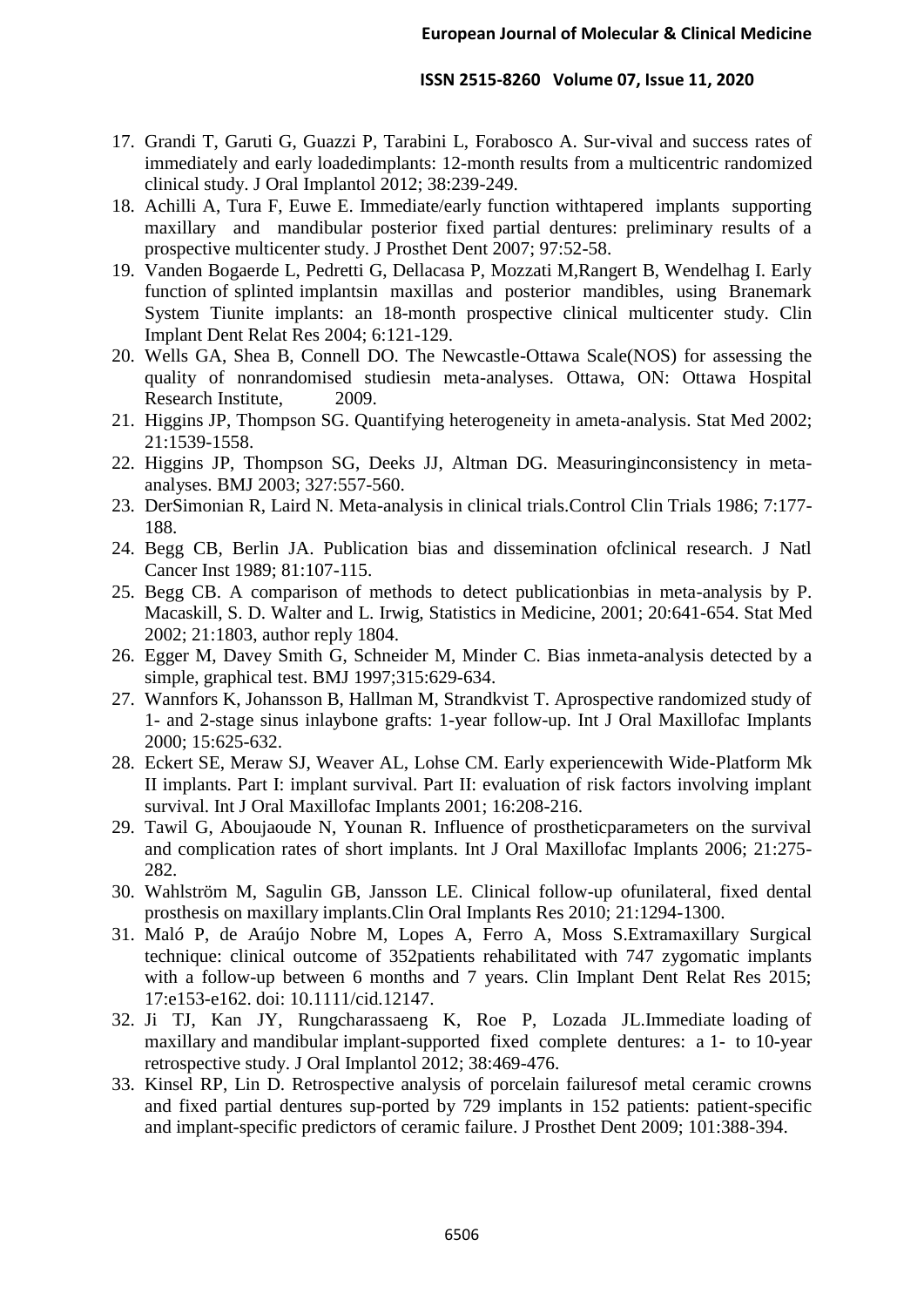17. Grandi T, Garuti G, Guazzi P, Tarabini L, Forabosco A. Sur-vival and success rates of immediately and early loadedimplants: 12-month results from a multicentric randomized clinical study. J Oral Implantol 2012; 38:239-249.
18. Achilli A, Tura F, Euwe E. Immediate/early function withtapered implants supporting maxillary and mandibular posterior fixed partial dentures: preliminary results of a prospective multicenter study. J Prosthet Dent 2007; 97:52-58.
19. Vanden Bogaerde L, Pedretti G, Dellacasa P, Mozzati M,Rangert B, Wendelhag I. Early function of splinted implantsin maxillas and posterior mandibles, using Branemark System Tiunite implants: an 18-month prospective clinical multicenter study. Clin Implant Dent Relat Res 2004; 6:121-129.
20. Wells GA, Shea B, Connell DO. The Newcastle-Ottawa Scale(NOS) for assessing the quality of nonrandomised studiesin meta-analyses. Ottawa, ON: Ottawa Hospital Research Institute, 2009.
21. Higgins JP, Thompson SG. Quantifying heterogeneity in ameta-analysis. Stat Med 2002; 21:1539-1558.
22. Higgins JP, Thompson SG, Deeks JJ, Altman DG. Measuringinconsistency in meta-analyses. BMJ 2003; 327:557-560.
23. DerSimonian R, Laird N. Meta-analysis in clinical trials.Control Clin Trials 1986; 7:177-188.
24. Begg CB, Berlin JA. Publication bias and dissemination ofclinical research. J Natl Cancer Inst 1989; 81:107-115.
25. Begg CB. A comparison of methods to detect publicationbias in meta-analysis by P. Macaskill, S. D. Walter and L. Irwig, Statistics in Medicine, 2001; 20:641-654. Stat Med 2002; 21:1803, author reply 1804.
26. Egger M, Davey Smith G, Schneider M, Minder C. Bias inmeta-analysis detected by a simple, graphical test. BMJ 1997;315:629-634.
27. Wannfors K, Johansson B, Hallman M, Strandkvist T. Aprospective randomized study of 1- and 2-stage sinus inlaybone grafts: 1-year follow-up. Int J Oral Maxillofac Implants 2000; 15:625-632.
28. Eckert SE, Meraw SJ, Weaver AL, Lohse CM. Early experiencewith Wide-Platform Mk II implants. Part I: implant survival. Part II: evaluation of risk factors involving implant survival. Int J Oral Maxillofac Implants 2001; 16:208-216.
29. Tawil G, Aboujaoude N, Younan R. Influence of prostheticparameters on the survival and complication rates of short implants. Int J Oral Maxillofac Implants 2006; 21:275-282.
30. Wahlström M, Sagulin GB, Jansson LE. Clinical follow-up ofunilateral, fixed dental prosthesis on maxillary implants.Clin Oral Implants Res 2010; 21:1294-1300.
31. Maló P, de Araújo Nobre M, Lopes A, Ferro A, Moss S.Extramaxillary Surgical technique: clinical outcome of 352patients rehabilitated with 747 zygomatic implants with a follow-up between 6 months and 7 years. Clin Implant Dent Relat Res 2015; 17:e153-e162. doi: 10.1111/cid.12147.
32. Ji TJ, Kan JY, Rungcharassaeng K, Roe P, Lozada JL.Immediate loading of maxillary and mandibular implant-supported fixed complete dentures: a 1- to 10-year retrospective study. J Oral Implantol 2012; 38:469-476.
33. Kinsel RP, Lin D. Retrospective analysis of porcelain failuresof metal ceramic crowns and fixed partial dentures sup-ported by 729 implants in 152 patients: patient-specific and implant-specific predictors of ceramic failure. J Prosthet Dent 2009; 101:388-394.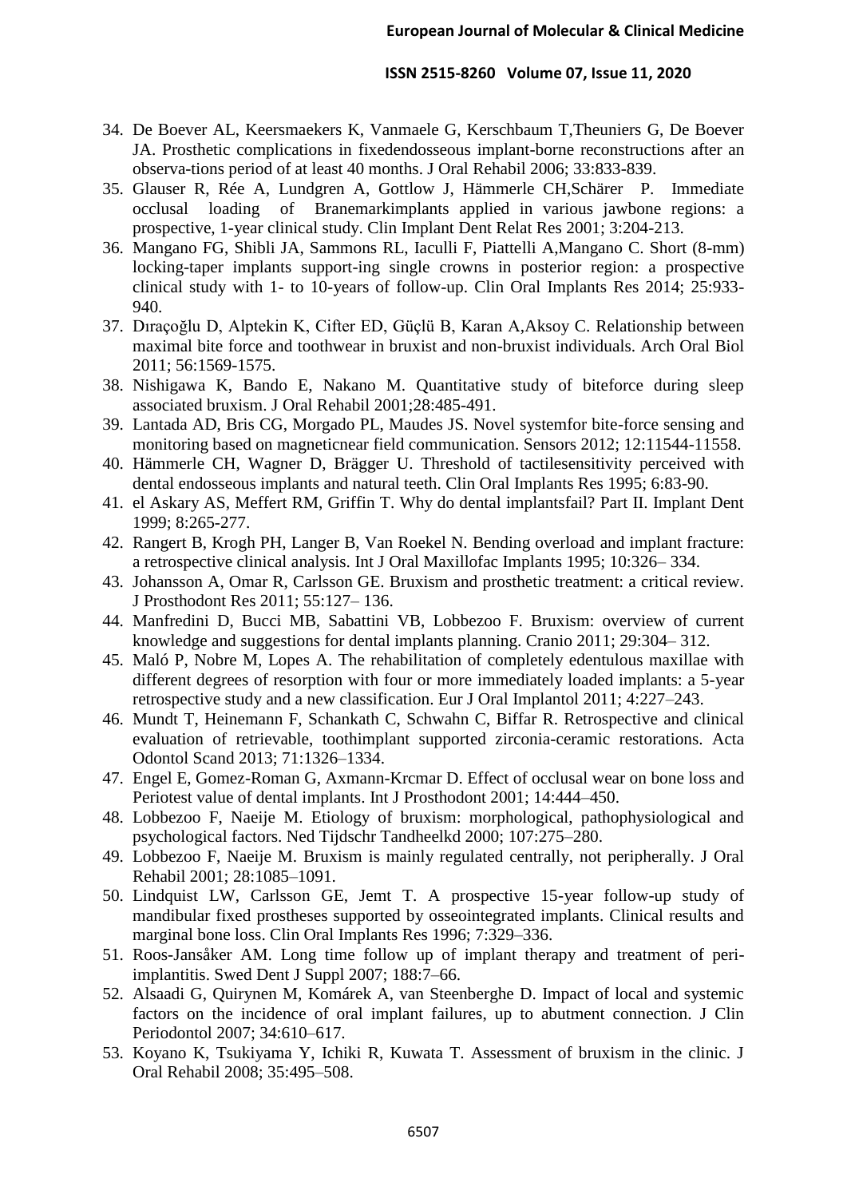34. De Boever AL, Keersmaekers K, Vanmaele G, Kerschbaum T,Theuniers G, De Boever JA. Prosthetic complications in fixedendosseous implant-borne reconstructions after an observa-tions period of at least 40 months. J Oral Rehabil 2006; 33:833-839.
35. Glauser R, Rée A, Lundgren A, Gottlow J, Hämmerle CH,Schärer P. Immediate occlusal loading of Branemarkimplants applied in various jawbone regions: a prospective, 1-year clinical study. Clin Implant Dent Relat Res 2001; 3:204-213.
36. Mangano FG, Shibli JA, Sammons RL, Iaculli F, Piattelli A,Mangano C. Short (8-mm) locking-taper implants support-ing single crowns in posterior region: a prospective clinical study with 1- to 10-years of follow-up. Clin Oral Implants Res 2014; 25:933-940.
37. Dıraçoğlu D, Alptekin K, Cifter ED, Güçlü B, Karan A,Aksoy C. Relationship between maximal bite force and toothwear in bruxist and non-bruxist individuals. Arch Oral Biol 2011; 56:1569-1575.
38. Nishigawa K, Bando E, Nakano M. Quantitative study of biteforce during sleep associated bruxism. J Oral Rehabil 2001;28:485-491.
39. Lantada AD, Bris CG, Morgado PL, Maudes JS. Novel systemfor bite-force sensing and monitoring based on magneticnear field communication. Sensors 2012; 12:11544-11558.
40. Hämmerle CH, Wagner D, Brägger U. Threshold of tactilesensitivity perceived with dental endosseous implants and natural teeth. Clin Oral Implants Res 1995; 6:83-90.
41. el Askary AS, Meffert RM, Griffin T. Why do dental implantsfail? Part II. Implant Dent 1999; 8:265-277.
42. Rangert B, Krogh PH, Langer B, Van Roekel N. Bending overload and implant fracture: a retrospective clinical analysis. Int J Oral Maxillofac Implants 1995; 10:326– 334.
43. Johansson A, Omar R, Carlsson GE. Bruxism and prosthetic treatment: a critical review. J Prosthodont Res 2011; 55:127– 136.
44. Manfredini D, Bucci MB, Sabattini VB, Lobbezoo F. Bruxism: overview of current knowledge and suggestions for dental implants planning. Cranio 2011; 29:304– 312.
45. Maló P, Nobre M, Lopes A. The rehabilitation of completely edentulous maxillae with different degrees of resorption with four or more immediately loaded implants: a 5-year retrospective study and a new classification. Eur J Oral Implantol 2011; 4:227–243.
46. Mundt T, Heinemann F, Schankath C, Schwahn C, Biffar R. Retrospective and clinical evaluation of retrievable, toothimplant supported zirconia-ceramic restorations. Acta Odontol Scand 2013; 71:1326–1334.
47. Engel E, Gomez-Roman G, Axmann-Krcmar D. Effect of occlusal wear on bone loss and Periotest value of dental implants. Int J Prosthodont 2001; 14:444–450.
48. Lobbezoo F, Naeije M. Etiology of bruxism: morphological, pathophysiological and psychological factors. Ned Tijdschr Tandheelkd 2000; 107:275–280.
49. Lobbezoo F, Naeije M. Bruxism is mainly regulated centrally, not peripherally. J Oral Rehabil 2001; 28:1085–1091.
50. Lindquist LW, Carlsson GE, Jemt T. A prospective 15-year follow-up study of mandibular fixed prostheses supported by osseointegrated implants. Clinical results and marginal bone loss. Clin Oral Implants Res 1996; 7:329–336.
51. Roos-Jansåker AM. Long time follow up of implant therapy and treatment of peri-implantitis. Swed Dent J Suppl 2007; 188:7–66.
52. Alsaadi G, Quirynen M, Komárek A, van Steenberghe D. Impact of local and systemic factors on the incidence of oral implant failures, up to abutment connection. J Clin Periodontol 2007; 34:610–617.
53. Koyano K, Tsukiyama Y, Ichiki R, Kuwata T. Assessment of bruxism in the clinic. J Oral Rehabil 2008; 35:495–508.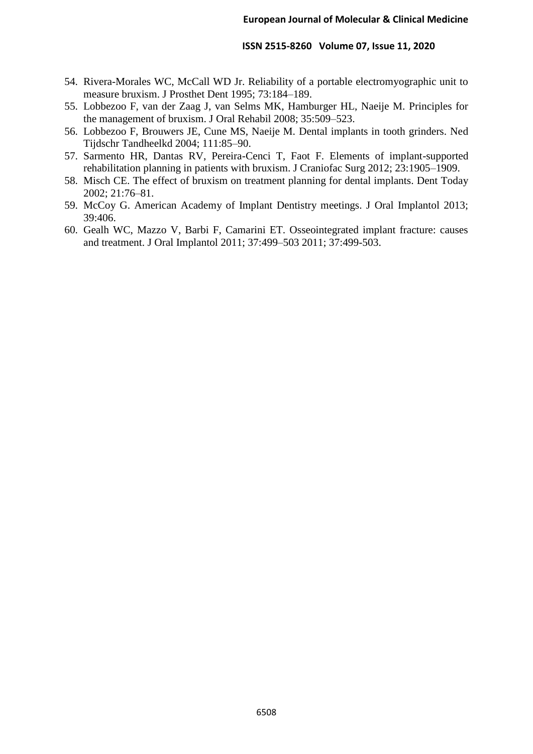54. Rivera-Morales WC, McCall WD Jr. Reliability of a portable electromyographic unit to measure bruxism. J Prosthet Dent 1995; 73:184–189.
55. Lobbezoo F, van der Zaag J, van Selms MK, Hamburger HL, Naeije M. Principles for the management of bruxism. J Oral Rehabil 2008; 35:509–523.
56. Lobbezoo F, Brouwers JE, Cune MS, Naeije M. Dental implants in tooth grinders. Ned Tijdschr Tandheelkd 2004; 111:85–90.
57. Sarmento HR, Dantas RV, Pereira-Cenci T, Faot F. Elements of implant-supported rehabilitation planning in patients with bruxism. J Craniofac Surg 2012; 23:1905–1909.
58. Misch CE. The effect of bruxism on treatment planning for dental implants. Dent Today 2002; 21:76–81.
59. McCoy G. American Academy of Implant Dentistry meetings. J Oral Implantol 2013; 39:406.
60. Gealh WC, Mazzo V, Barbi F, Camarini ET. Osseointegrated implant fracture: causes and treatment. J Oral Implantol 2011; 37:499–503 2011; 37:499-503.